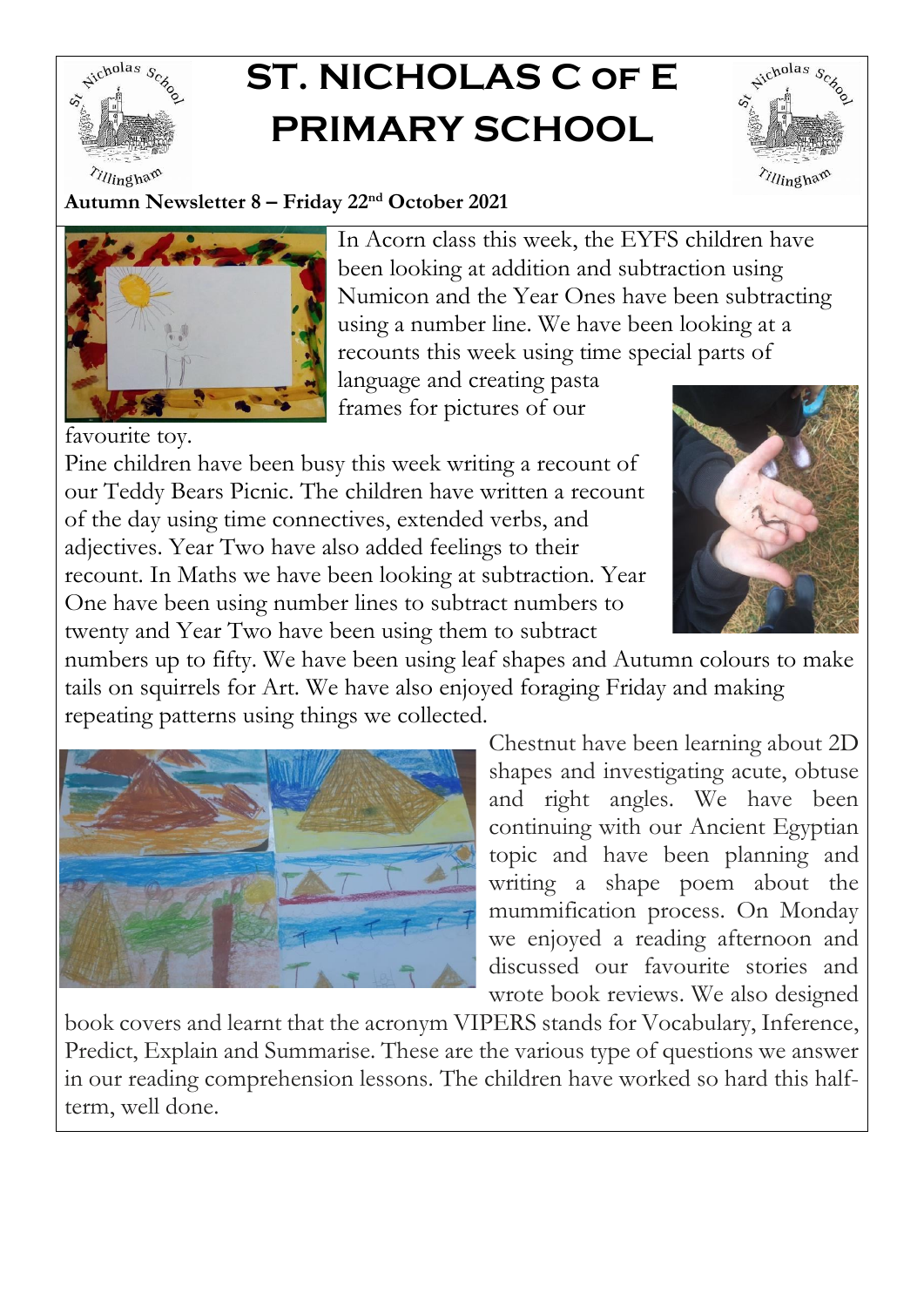# ST. NICHOLAS C OF E PRIMARY SCHOOL

**Autumn Newsletter 8 – Friday 22nd October 2021**

In Acorn class this week, the EYFS children have been looking at addition and subtraction using Numicon and the Year Ones have been subtracting using a number line. We have been looking at a recounts this week using time special parts of language and creating pasta frames for pictures of our favourite toy.

Pine children have been busy this week writing a recount of our Teddy Bears Picnic. The children have written a recount of the day using time connectives, extended verbs, and adjectives. Year Two have also added feelings to their recount. In Maths we have been looking at subtraction. Year One have been using number lines to subtract numbers to twenty and Year Two have been using them to subtract numbers up to fifty. We have been using leaf shapes and Autumn colours to make tails on squirrels for Art. We have also enjoyed foraging Friday and making repeating patterns using things we collected.

Chestnut have been learning about 2D shapes and investigating acute, obtuse and right angles. We have been continuing with our Ancient Egyptian topic and have been planning and writing a shape poem about the mummification process. On Monday we enjoyed a reading afternoon and discussed our favourite stories and wrote book reviews. We also designed book covers and learnt that the acronym VIPERS stands for Vocabulary, Inference, Predict, Explain and Summarise. These are the various type of questions we answer in our reading comprehension lessons. The children have worked so hard this half-term, well done.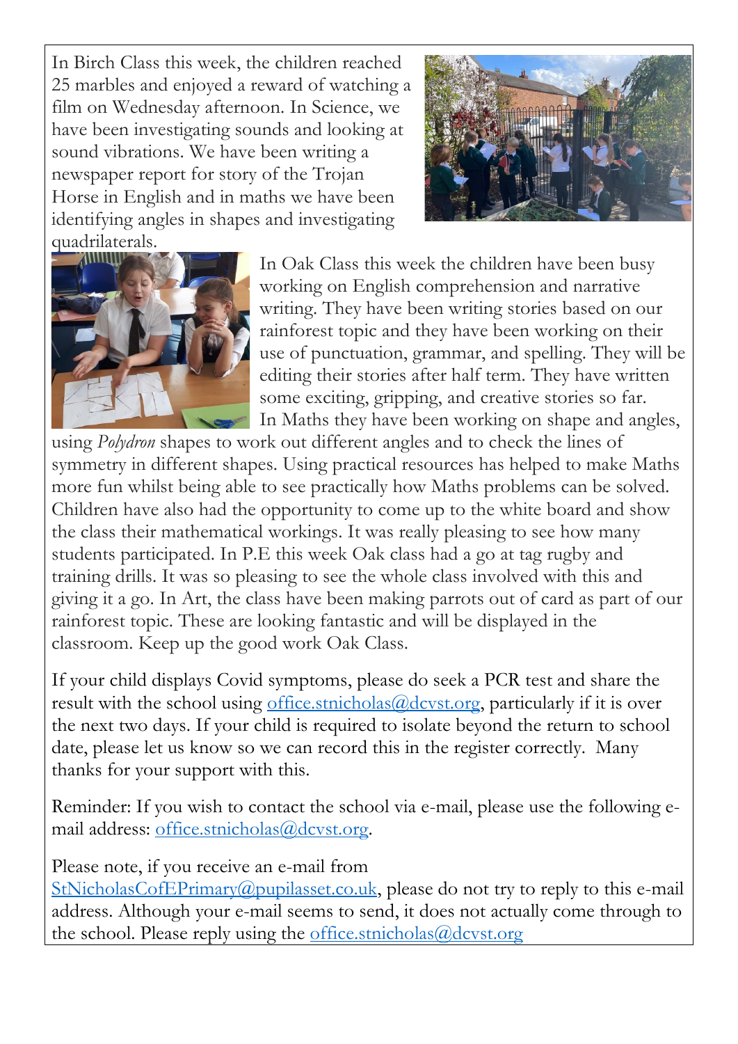In Birch Class this week, the children reached 25 marbles and enjoyed a reward of watching a film on Wednesday afternoon. In Science, we have been investigating sounds and looking at sound vibrations. We have been writing a newspaper report for story of the Trojan Horse in English and in maths we have been identifying angles in shapes and investigating quadrilaterals.

In Oak Class this week the children have been busy working on English comprehension and narrative writing. They have been writing stories based on our rainforest topic and they have been working on their use of punctuation, grammar, and spelling. They will be editing their stories after half term. They have written some exciting, gripping, and creative stories so far. In Maths they have been working on shape and angles, using *Polydron* shapes to work out different angles and to check the lines of symmetry in different shapes. Using practical resources has helped to make Maths more fun whilst being able to see practically how Maths problems can be solved. Children have also had the opportunity to come up to the white board and show the class their mathematical workings. It was really pleasing to see how many students participated. In P.E this week Oak class had a go at tag rugby and training drills. It was so pleasing to see the whole class involved with this and giving it a go. In Art, the class have been making parrots out of card as part of our rainforest topic. These are looking fantastic and will be displayed in the classroom. Keep up the good work Oak Class.

If your child displays Covid symptoms, please do seek a PCR test and share the result with the school using office.stnicholas@dcvst.org, particularly if it is over the next two days. If your child is required to isolate beyond the return to school date, please let us know so we can record this in the register correctly. Many thanks for your support with this.

Reminder: If you wish to contact the school via e-mail, please use the following e-mail address: office.stnicholas@dcvst.org.

Please note, if you receive an e-mail from StNicholasCofEPrimary@pupilasset.co.uk, please do not try to reply to this e-mail address. Although your e-mail seems to send, it does not actually come through to the school. Please reply using the office.stnicholas@dcvst.org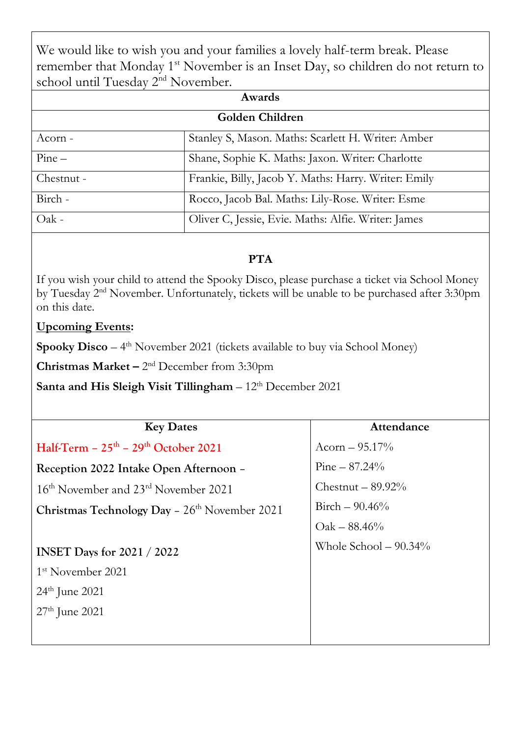We would like to wish you and your families a lovely half-term break. Please remember that Monday 1st November is an Inset Day, so children do not return to school until Tuesday 2nd November.

## Awards

### Golden Children

| | |
|---|---|
| Acorn - | Stanley S, Mason. Maths: Scarlett H. Writer: Amber |
| Pine – | Shane, Sophie K. Maths: Jaxon. Writer: Charlotte |
| Chestnut - | Frankie, Billy, Jacob Y. Maths: Harry. Writer: Emily |
| Birch - | Rocco, Jacob Bal. Maths: Lily-Rose. Writer: Esme |
| Oak - | Oliver C, Jessie, Evie. Maths: Alfie. Writer: James |

## PTA

If you wish your child to attend the Spooky Disco, please purchase a ticket via School Money by Tuesday 2nd November. Unfortunately, tickets will be unable to be purchased after 3:30pm on this date.

**Upcoming Events:**

**Spooky Disco** – 4th November 2021 (tickets available to buy via School Money)

**Christmas Market –** 2nd December from 3:30pm

**Santa and His Sleigh Visit Tillingham** – 12th December 2021

## Key Dates

**Half-Term – 25th – 29th October 2021**

**Reception 2022 Intake Open Afternoon** – 16th November and 23rd November 2021

**Christmas Technology Day** – 26th November 2021

**INSET Days for 2021 / 2022**

1st November 2021

24th June 2021

27th June 2021

## Attendance

Acorn – 95.17%

Pine – 87.24%

Chestnut – 89.92%

Birch – 90.46%

Oak – 88.46%

Whole School – 90.34%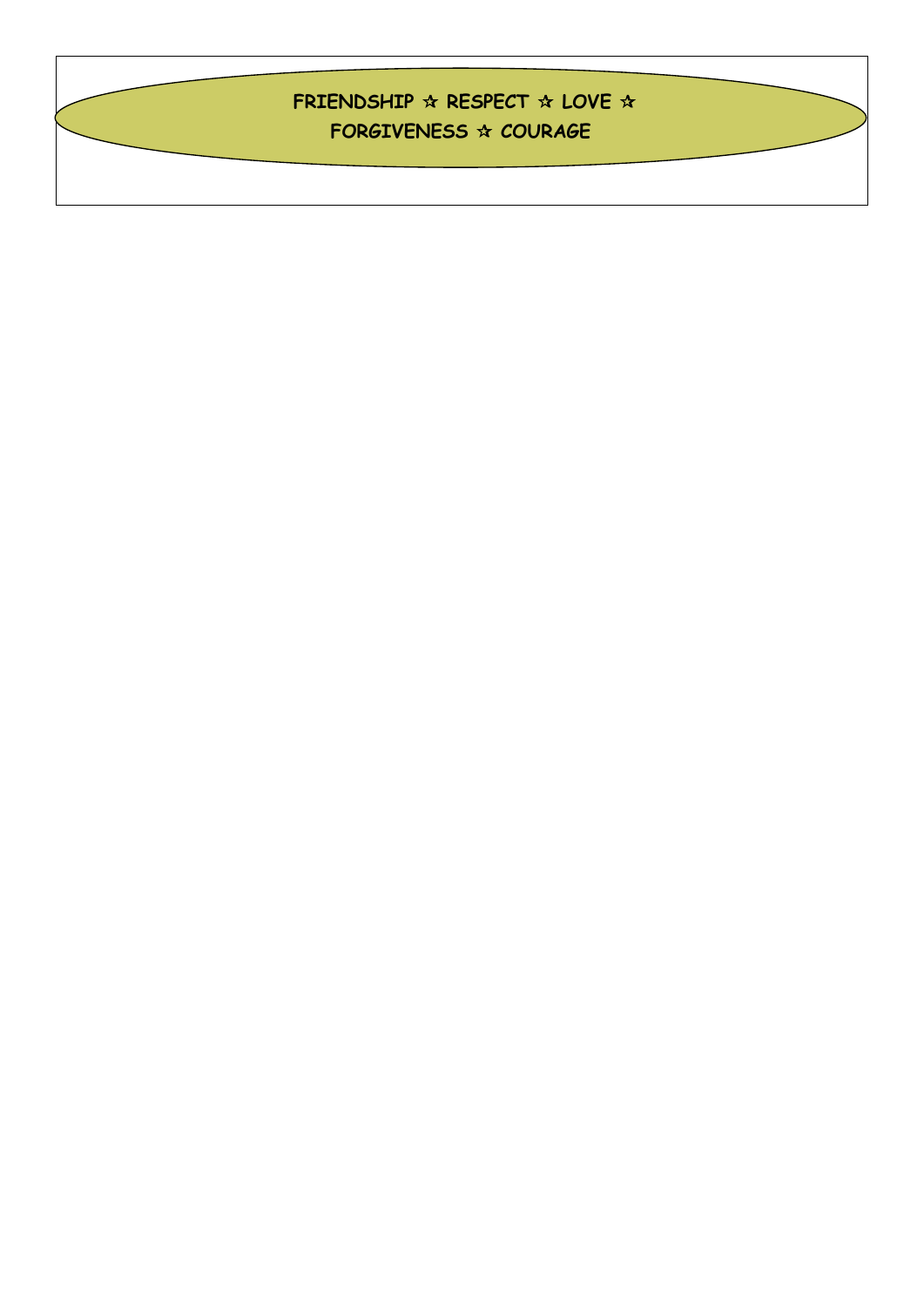**FRIENDSHIP ☆ RESPECT ☆ LOVE ☆ FORGIVENESS ☆ COURAGE**